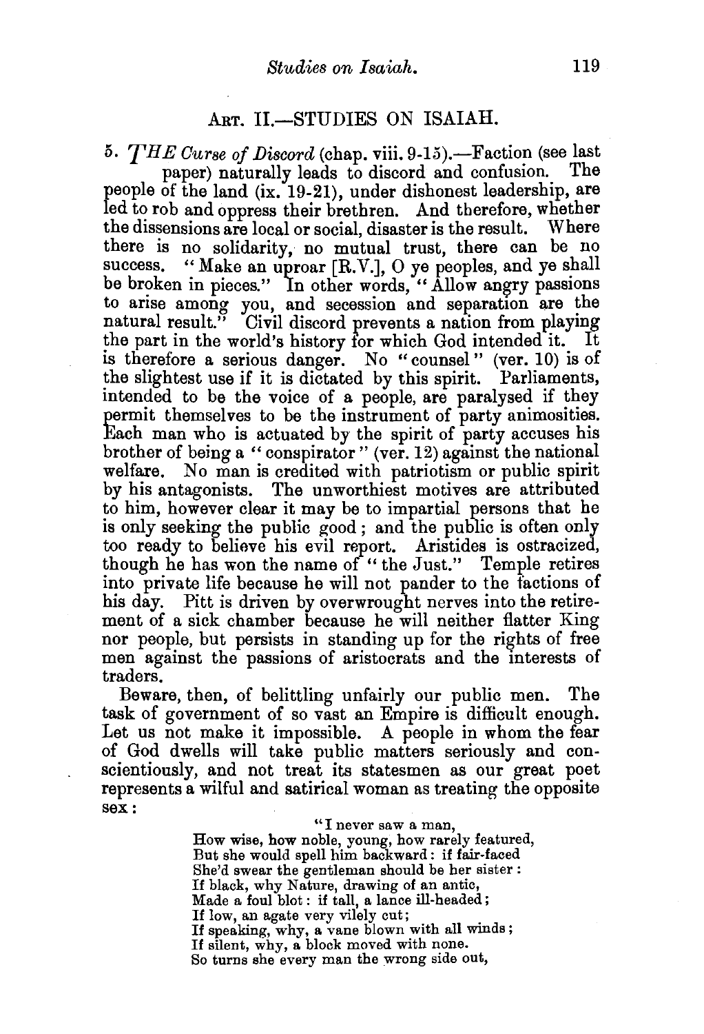## Art. II.—STUDIES ON ISAIAH.

5. *THE Curse of Discord* (chap. viii. 9-15).—Faction (see last paper) naturally leads to discord and confusion. The people of the land (ix. 19-21), under dishonest leadership, are led to rob and oppress their brethren. And therefore, whether the dissensions are local or social, disaster is the result. Where there is no solidarity, no mutual trust, there can be no success. "Make an uproar [R.V.], O ye peoples, and ye shall be broken in pieces." In other words, "Allow angry passions to arise among you, and secession and separation are the natural result." Civil discord prevents a nation from playing the part in the world's history for which God intended it. It is therefore a serious danger. No "counsel" (ver. 10) is of the slightest use if it is dictated by this spirit. Parliaments, intended to be the voice of a people, are paralysed if they permit themselves to be the instrument of party animosities. Each man who is actuated by the spirit of party accuses his brother of being a "conspirator" (ver. 12) against the national welfare. No man is credited with patriotism or public spirit by his antagonists. The unworthiest motives are attributed to him, however clear it may be to impartial persons that he is only seeking the public good; and the public is often only too ready to believe his evil report. Aristides is ostracized, though he has won the name of "the Just." Temple retires into private life because he will not pander to the factions of his day. Pitt is driven by overwrought nerves into the retirement of a sick chamber because he will neither flatter King nor people, but persists in standing up for the rights of free men against the passions of aristocrats and the interests of traders.

Beware, then, of belittling unfairly our public men. The task of government of so vast an Empire is difficult enough. Let us not make it impossible. A people in whom the fear of God dwells will take public matters seriously and conscientiously, and not treat its statesmen as our great poet represents a wilful and satirical woman as treating the opposite sex:

> "I never saw a man,
> How wise, how noble, young, how rarely featured,
> But she would spell him backward: if fair-faced
> She'd swear the gentleman should be her sister:
> If black, why Nature, drawing of an antic,
> Made a foul blot: if tall, a lance ill-headed;
> If low, an agate very vilely cut;
> If speaking, why, a vane blown with all winds;
> If silent, why, a block moved with none.
> So turns she every man the wrong side out,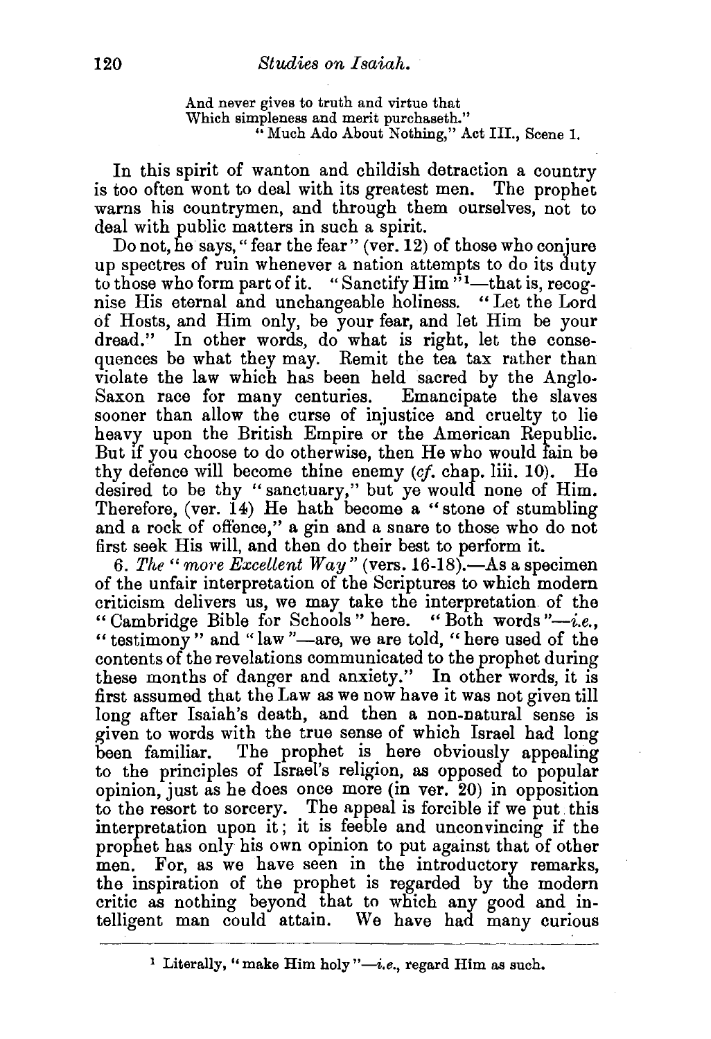> And never gives to truth and virtue that
> Which simpleness and merit purchaseth."
> "Much Ado About Nothing," Act III., Scene 1.

In this spirit of wanton and childish detraction a country is too often wont to deal with its greatest men. The prophet warns his countrymen, and through them ourselves, not to deal with public matters in such a spirit.

Do not, he says, "fear the fear" (ver. 12) of those who conjure up spectres of ruin whenever a nation attempts to do its duty to those who form part of it. "Sanctify Him"[1]—that is, recognise His eternal and unchangeable holiness. "Let the Lord of Hosts, and Him only, be your fear, and let Him be your dread." In other words, do what is right, let the consequences be what they may. Remit the tea tax rather than violate the law which has been held sacred by the Anglo-Saxon race for many centuries. Emancipate the slaves sooner than allow the curse of injustice and cruelty to lie heavy upon the British Empire or the American Republic. But if you choose to do otherwise, then He who would fain be thy defence will become thine enemy (*cf.* chap. liii. 10). He desired to be thy "sanctuary," but ye would none of Him. Therefore, (ver. 14) He hath become a "stone of stumbling and a rock of offence," a gin and a snare to those who do not first seek His will, and then do their best to perform it.

6. *The "more Excellent Way"* (vers. 16-18).—As a specimen of the unfair interpretation of the Scriptures to which modern criticism delivers us, we may take the interpretation of the "Cambridge Bible for Schools" here. "Both words"—*i.e.*, "testimony" and "law"—are, we are told, "here used of the contents of the revelations communicated to the prophet during these months of danger and anxiety." In other words, it is first assumed that the Law as we now have it was not given till long after Isaiah's death, and then a non-natural sense is given to words with the true sense of which Israel had long been familiar. The prophet is here obviously appealing to the principles of Israel's religion, as opposed to popular opinion, just as he does once more (in ver. 20) in opposition to the resort to sorcery. The appeal is forcible if we put this interpretation upon it; it is feeble and unconvincing if the prophet has only his own opinion to put against that of other men. For, as we have seen in the introductory remarks, the inspiration of the prophet is regarded by the modern critic as nothing beyond that to which any good and intelligent man could attain. We have had many curious

---

[1] Literally, "make Him holy"—*i.e.*, regard Him as such.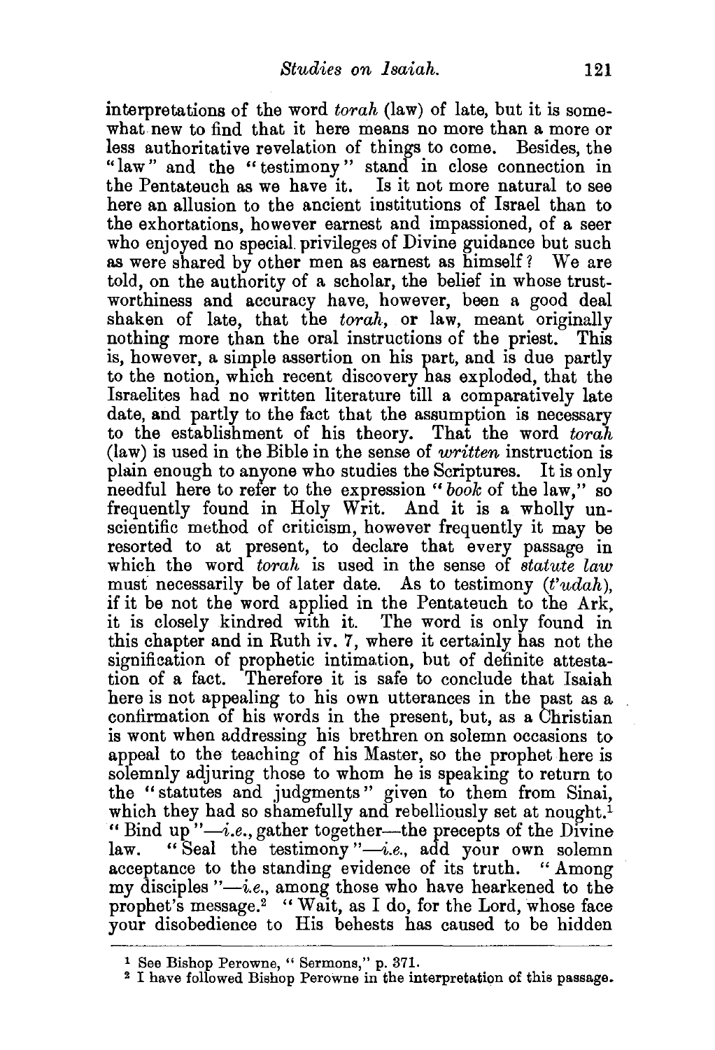interpretations of the word *torah* (law) of late, but it is somewhat new to find that it here means no more than a more or less authoritative revelation of things to come. Besides, the "law" and the "testimony" stand in close connection in the Pentateuch as we have it. Is it not more natural to see here an allusion to the ancient institutions of Israel than to the exhortations, however earnest and impassioned, of a seer who enjoyed no special privileges of Divine guidance but such as were shared by other men as earnest as himself? We are told, on the authority of a scholar, the belief in whose trustworthiness and accuracy have, however, been a good deal shaken of late, that the *torah*, or law, meant originally nothing more than the oral instructions of the priest. This is, however, a simple assertion on his part, and is due partly to the notion, which recent discovery has exploded, that the Israelites had no written literature till a comparatively late date, and partly to the fact that the assumption is necessary to the establishment of his theory. That the word *torah* (law) is used in the Bible in the sense of *written* instruction is plain enough to anyone who studies the Scriptures. It is only needful here to refer to the expression "*book* of the law," so frequently found in Holy Writ. And it is a wholly unscientific method of criticism, however frequently it may be resorted to at present, to declare that every passage in which the word *torah* is used in the sense of *statute law* must necessarily be of later date. As to testimony (*t'udah*), if it be not the word applied in the Pentateuch to the Ark, it is closely kindred with it. The word is only found in this chapter and in Ruth iv. 7, where it certainly has not the signification of prophetic intimation, but of definite attestation of a fact. Therefore it is safe to conclude that Isaiah here is not appealing to his own utterances in the past as a confirmation of his words in the present, but, as a Christian is wont when addressing his brethren on solemn occasions to appeal to the teaching of his Master, so the prophet here is solemnly adjuring those to whom he is speaking to return to the "statutes and judgments" given to them from Sinai, which they had so shamefully and rebelliously set at nought.[1] "Bind up"—*i.e.*, gather together—the precepts of the Divine law. "Seal the testimony"—*i.e.*, add your own solemn acceptance to the standing evidence of its truth. "Among my disciples"—*i.e.*, among those who have hearkened to the prophet's message.[2] "Wait, as I do, for the Lord, whose face your disobedience to His behests has caused to be hidden

---

[1] See Bishop Perowne, "Sermons," p. 371.

[2] I have followed Bishop Perowne in the interpretation of this passage.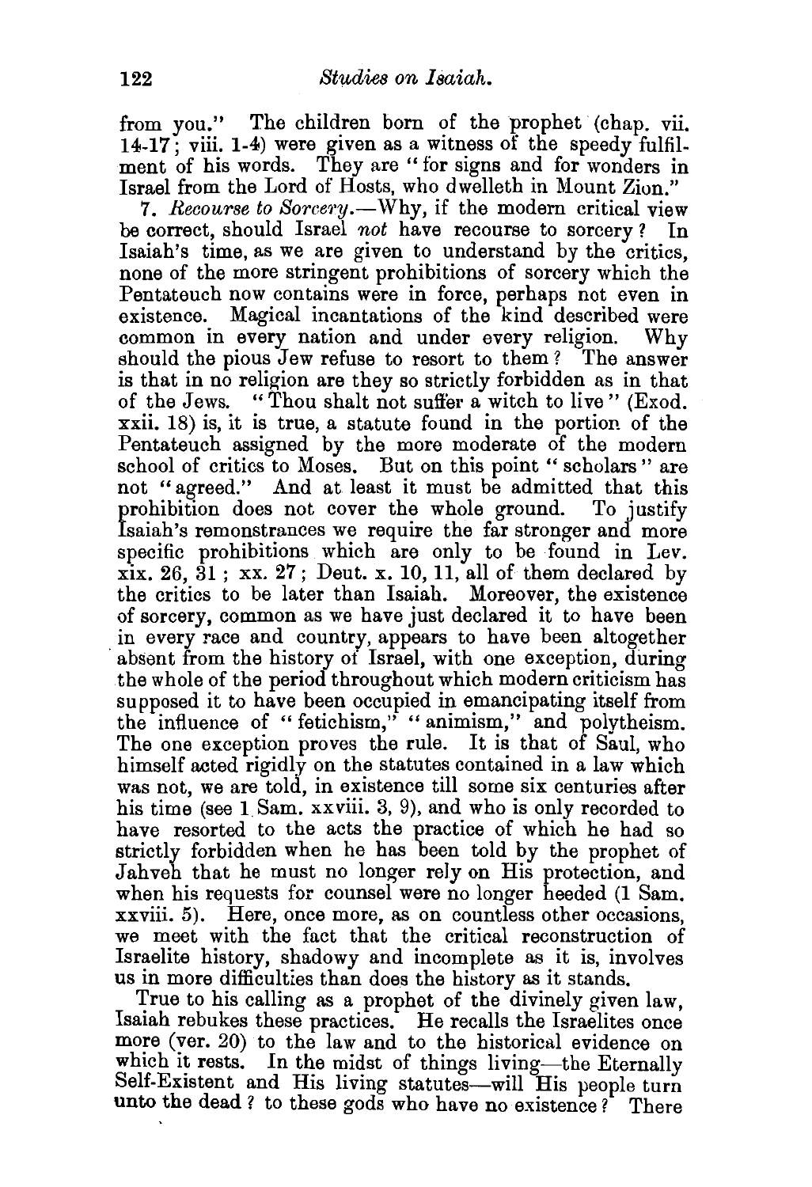from you." The children born of the prophet (chap. vii. 14-17; viii. 1-4) were given as a witness of the speedy fulfilment of his words. They are "for signs and for wonders in Israel from the Lord of Hosts, who dwelleth in Mount Zion."

7. *Recourse to Sorcery.*—Why, if the modern critical view be correct, should Israel *not* have recourse to sorcery? In Isaiah's time, as we are given to understand by the critics, none of the more stringent prohibitions of sorcery which the Pentateuch now contains were in force, perhaps not even in existence. Magical incantations of the kind described were common in every nation and under every religion. Why should the pious Jew refuse to resort to them? The answer is that in no religion are they so strictly forbidden as in that of the Jews. "Thou shalt not suffer a witch to live" (Exod. xxii. 18) is, it is true, a statute found in the portion of the Pentateuch assigned by the more moderate of the modern school of critics to Moses. But on this point "scholars" are not "agreed." And at least it must be admitted that this prohibition does not cover the whole ground. To justify Isaiah's remonstrances we require the far stronger and more specific prohibitions which are only to be found in Lev. xix. 26, 31; xx. 27; Deut. x. 10, 11, all of them declared by the critics to be later than Isaiah. Moreover, the existence of sorcery, common as we have just declared it to have been in every race and country, appears to have been altogether absent from the history of Israel, with one exception, during the whole of the period throughout which modern criticism has supposed it to have been occupied in emancipating itself from the influence of "fetichism," "animism," and polytheism. The one exception proves the rule. It is that of Saul, who himself acted rigidly on the statutes contained in a law which was not, we are told, in existence till some six centuries after his time (see 1 Sam. xxviii. 3, 9), and who is only recorded to have resorted to the acts the practice of which he had so strictly forbidden when he has been told by the prophet of Jahveh that he must no longer rely on His protection, and when his requests for counsel were no longer heeded (1 Sam. xxviii. 5). Here, once more, as on countless other occasions, we meet with the fact that the critical reconstruction of Israelite history, shadowy and incomplete as it is, involves us in more difficulties than does the history as it stands.

True to his calling as a prophet of the divinely given law, Isaiah rebukes these practices. He recalls the Israelites once more (ver. 20) to the law and to the historical evidence on which it rests. In the midst of things living—the Eternally Self-Existent and His living statutes—will His people turn unto the dead? to these gods who have no existence? There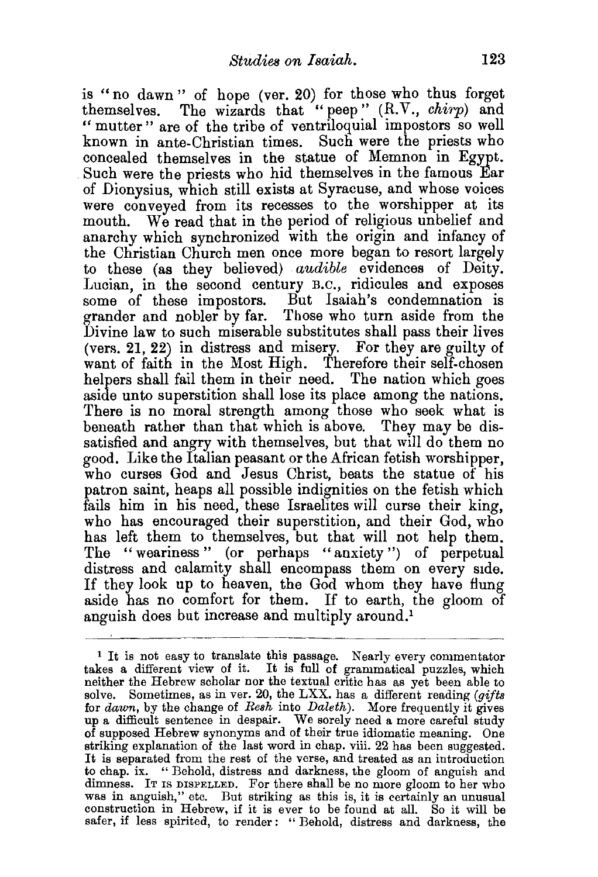is "no dawn" of hope (ver. 20) for those who thus forget themselves. The wizards that "peep" (R.V., *chirp*) and "mutter" are of the tribe of ventriloquial impostors so well known in ante-Christian times. Such were the priests who concealed themselves in the statue of Memnon in Egypt. Such were the priests who hid themselves in the famous Ear of Dionysius, which still exists at Syracuse, and whose voices were conveyed from its recesses to the worshipper at its mouth. We read that in the period of religious unbelief and anarchy which synchronized with the origin and infancy of the Christian Church men once more began to resort largely to these (as they believed) *audible* evidences of Deity. Lucian, in the second century B.C., ridicules and exposes some of these impostors. But Isaiah's condemnation is grander and nobler by far. Those who turn aside from the Divine law to such miserable substitutes shall pass their lives (vers. 21, 22) in distress and misery. For they are guilty of want of faith in the Most High. Therefore their self-chosen helpers shall fail them in their need. The nation which goes aside unto superstition shall lose its place among the nations. There is no moral strength among those who seek what is beneath rather than that which is above. They may be dissatisfied and angry with themselves, but that will do them no good. Like the Italian peasant or the African fetish worshipper, who curses God and Jesus Christ, beats the statue of his patron saint, heaps all possible indignities on the fetish which fails him in his need, these Israelites will curse their king, who has encouraged their superstition, and their God, who has left them to themselves, but that will not help them. The "weariness" (or perhaps "anxiety") of perpetual distress and calamity shall encompass them on every side. If they look up to heaven, the God whom they have flung aside has no comfort for them. If to earth, the gloom of anguish does but increase and multiply around.[1]

---

[1] It is not easy to translate this passage. Nearly every commentator takes a different view of it. It is full of grammatical puzzles, which neither the Hebrew scholar nor the textual critic has as yet been able to solve. Sometimes, as in ver. 20, the LXX. has a different reading (*gifts* for *dawn*, by the change of *Resh* into *Daleth*). More frequently it gives up a difficult sentence in despair. We sorely need a more careful study of supposed Hebrew synonyms and of their true idiomatic meaning. One striking explanation of the last word in chap. viii. 22 has been suggested. It is separated from the rest of the verse, and treated as an introduction to chap. ix. "Behold, distress and darkness, the gloom of anguish and dimness. IT IS DISPELLED. For there shall be no more gloom to her who was in anguish," etc. But striking as this is, it is certainly an unusual construction in Hebrew, if it is ever to be found at all. So it will be safer, if less spirited, to render: "Behold, distress and darkness, the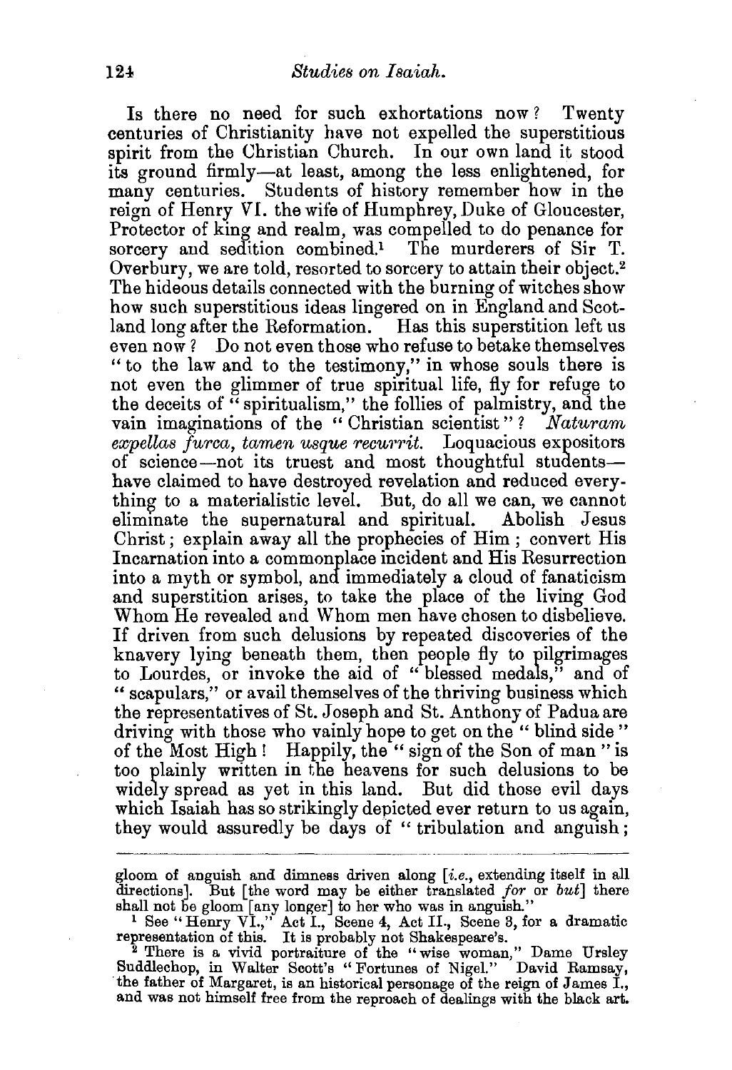Is there no need for such exhortations now? Twenty centuries of Christianity have not expelled the superstitious spirit from the Christian Church. In our own land it stood its ground firmly—at least, among the less enlightened, for many centuries. Students of history remember how in the reign of Henry VI. the wife of Humphrey, Duke of Gloucester, Protector of king and realm, was compelled to do penance for sorcery and sedition combined.[1] The murderers of Sir T. Overbury, we are told, resorted to sorcery to attain their object.[2] The hideous details connected with the burning of witches show how such superstitious ideas lingered on in England and Scotland long after the Reformation. Has this superstition left us even now? Do not even those who refuse to betake themselves "to the law and to the testimony," in whose souls there is not even the glimmer of true spiritual life, fly for refuge to the deceits of "spiritualism," the follies of palmistry, and the vain imaginations of the "Christian scientist"? *Naturam expellas furca, tamen usque recurrit.* Loquacious expositors of science—not its truest and most thoughtful students—have claimed to have destroyed revelation and reduced everything to a materialistic level. But, do all we can, we cannot eliminate the supernatural and spiritual. Abolish Jesus Christ; explain away all the prophecies of Him; convert His Incarnation into a commonplace incident and His Resurrection into a myth or symbol, and immediately a cloud of fanaticism and superstition arises, to take the place of the living God Whom He revealed and Whom men have chosen to disbelieve. If driven from such delusions by repeated discoveries of the knavery lying beneath them, then people fly to pilgrimages to Lourdes, or invoke the aid of "blessed medals," and of "scapulars," or avail themselves of the thriving business which the representatives of St. Joseph and St. Anthony of Padua are driving with those who vainly hope to get on the "blind side" of the Most High! Happily, the "sign of the Son of man" is too plainly written in the heavens for such delusions to be widely spread as yet in this land. But did those evil days which Isaiah has so strikingly depicted ever return to us again, they would assuredly be days of "tribulation and anguish;

---

gloom of anguish and dimness driven along [*i.e.*, extending itself in all directions]. But [the word may be either translated *for* or *but*] there shall not be gloom [any longer] to her who was in anguish."

[1] See "Henry VI.," Act I., Scene 4, Act II., Scene 3, for a dramatic representation of this. It is probably not Shakespeare's.

[2] There is a vivid portraiture of the "wise woman," Dame Ursley Suddlechop, in Walter Scott's "Fortunes of Nigel." David Ramsay, the father of Margaret, is an historical personage of the reign of James I., and was not himself free from the reproach of dealings with the black art.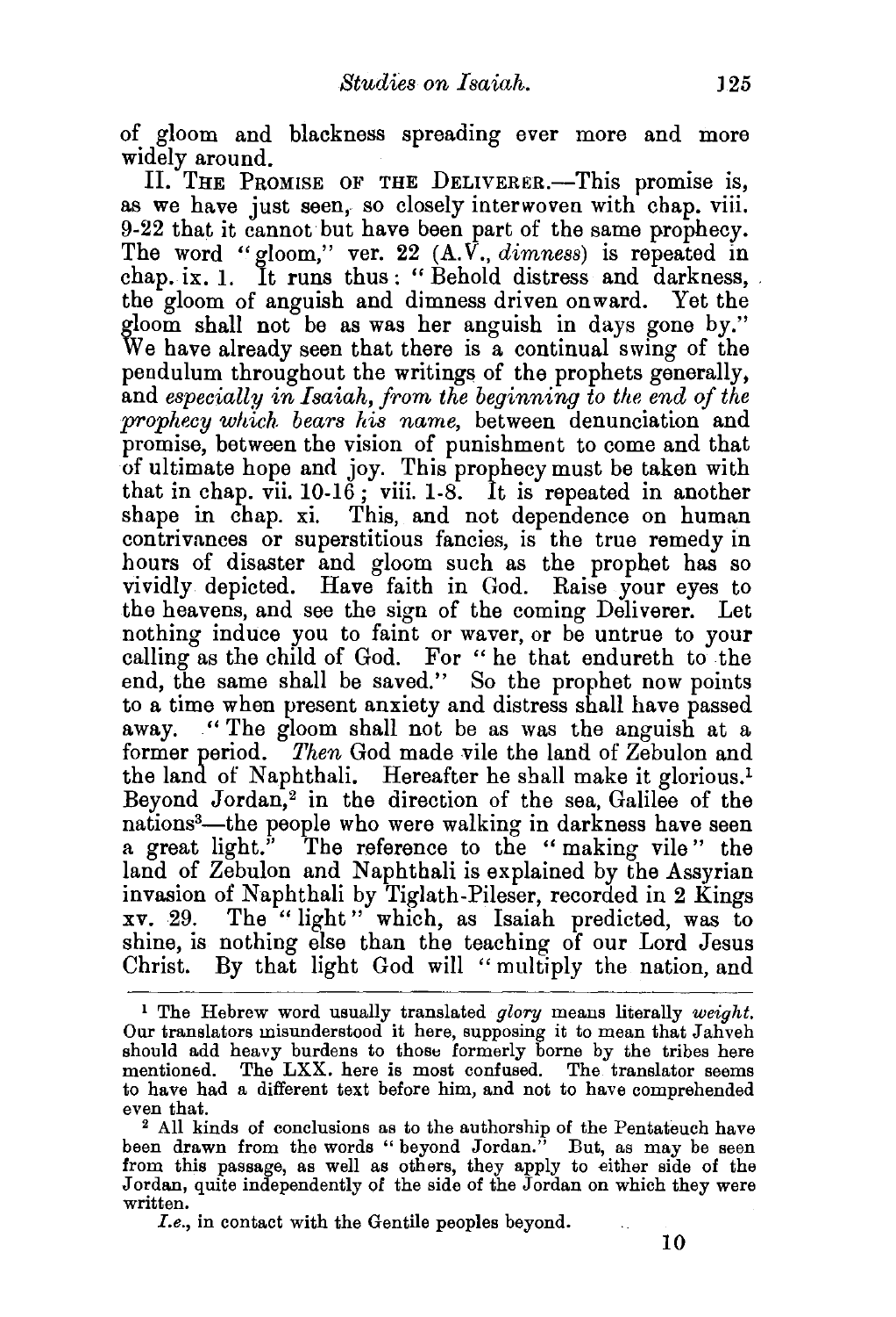of gloom and blackness spreading ever more and more widely around.

II. The Promise of the Deliverer.—This promise is, as we have just seen, so closely interwoven with chap. viii. 9-22 that it cannot but have been part of the same prophecy. The word "gloom," ver. 22 (A.V., *dimness*) is repeated in chap. ix. 1. It runs thus: "Behold distress and darkness, the gloom of anguish and dimness driven onward. Yet the gloom shall not be as was her anguish in days gone by." We have already seen that there is a continual swing of the pendulum throughout the writings of the prophets generally, and *especially in Isaiah, from the beginning to the end of the prophecy which bears his name*, between denunciation and promise, between the vision of punishment to come and that of ultimate hope and joy. This prophecy must be taken with that in chap. vii. 10-16; viii. 1-8. It is repeated in another shape in chap. xi. This, and not dependence on human contrivances or superstitious fancies, is the true remedy in hours of disaster and gloom such as the prophet has so vividly depicted. Have faith in God. Raise your eyes to the heavens, and see the sign of the coming Deliverer. Let nothing induce you to faint or waver, or be untrue to your calling as the child of God. For "he that endureth to the end, the same shall be saved." So the prophet now points to a time when present anxiety and distress shall have passed away. "The gloom shall not be as was the anguish at a former period. *Then* God made vile the land of Zebulon and the land of Naphthali. Hereafter he shall make it glorious.[1] Beyond Jordan,[2] in the direction of the sea, Galilee of the nations[3]—the people who were walking in darkness have seen a great light." The reference to the "making vile" the land of Zebulon and Naphthali is explained by the Assyrian invasion of Naphthali by Tiglath-Pileser, recorded in 2 Kings xv. 29. The "light" which, as Isaiah predicted, was to shine, is nothing else than the teaching of our Lord Jesus Christ. By that light God will "multiply the nation, and

---

[1] The Hebrew word usually translated *glory* means literally *weight*. Our translators misunderstood it here, supposing it to mean that Jahveh should add heavy burdens to those formerly borne by the tribes here mentioned. The LXX. here is most confused. The translator seems to have had a different text before him, and not to have comprehended even that.

[2] All kinds of conclusions as to the authorship of the Pentateuch have been drawn from the words "beyond Jordan." But, as may be seen from this passage, as well as others, they apply to either side of the Jordan, quite independently of the side of the Jordan on which they were written.

[3] *I.e.*, in contact with the Gentile peoples beyond.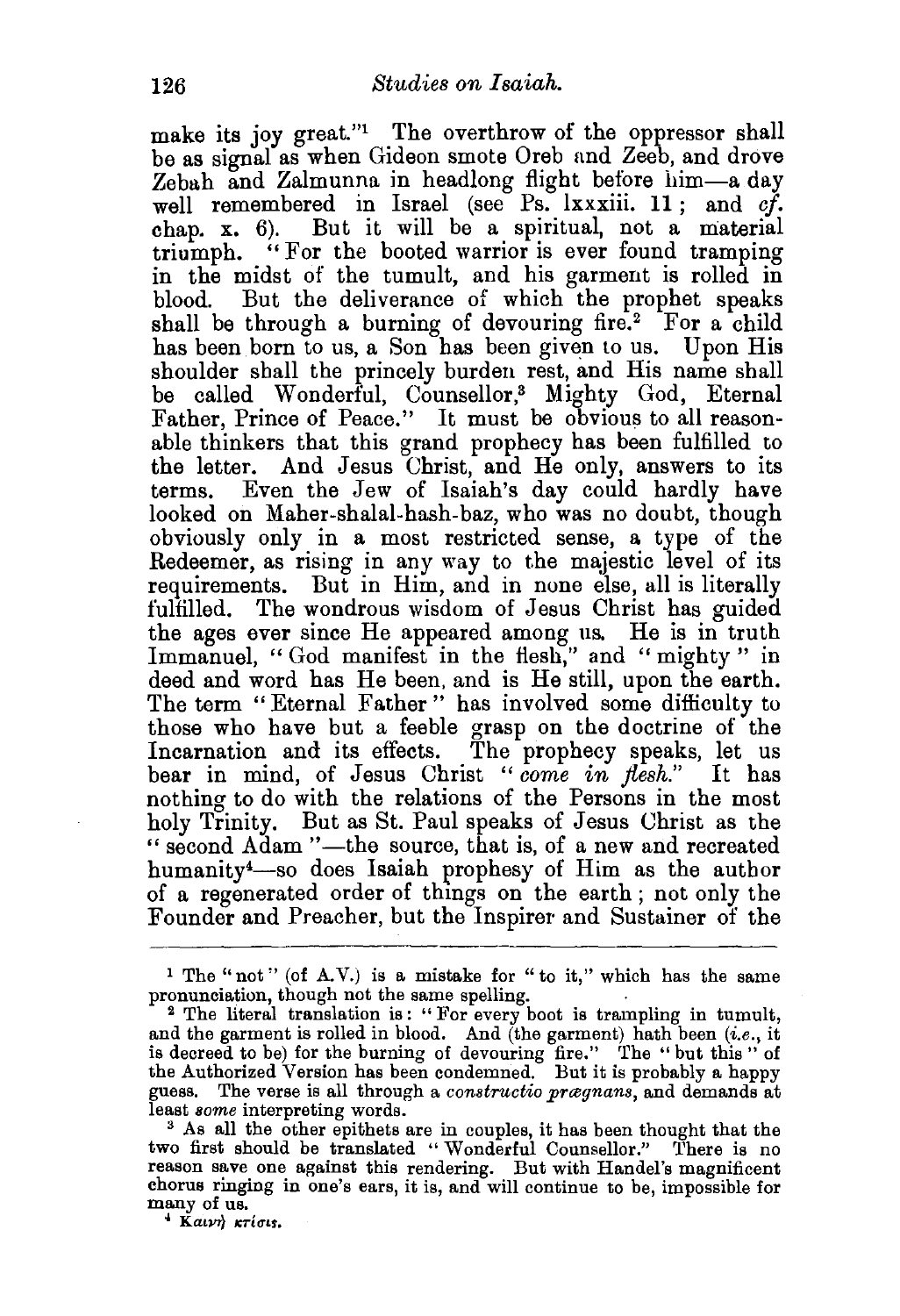make its joy great."[1] The overthrow of the oppressor shall be as signal as when Gideon smote Oreb and Zeeb, and drove Zebah and Zalmunna in headlong flight before him—a day well remembered in Israel (see Ps. lxxxiii. 11; and *cf.* chap. x. 6). But it will be a spiritual, not a material triumph. "For the booted warrior is ever found tramping in the midst of the tumult, and his garment is rolled in blood. But the deliverance of which the prophet speaks shall be through a burning of devouring fire.[2] For a child has been born to us, a Son has been given to us. Upon His shoulder shall the princely burden rest, and His name shall be called Wonderful, Counsellor,[3] Mighty God, Eternal Father, Prince of Peace." It must be obvious to all reasonable thinkers that this grand prophecy has been fulfilled to the letter. And Jesus Christ, and He only, answers to its terms. Even the Jew of Isaiah's day could hardly have looked on Maher-shalal-hash-baz, who was no doubt, though obviously only in a most restricted sense, a type of the Redeemer, as rising in any way to the majestic level of its requirements. But in Him, and in none else, all is literally fulfilled. The wondrous wisdom of Jesus Christ has guided the ages ever since He appeared among us. He is in truth Immanuel, "God manifest in the flesh," and "mighty" in deed and word has He been, and is He still, upon the earth. The term "Eternal Father" has involved some difficulty to those who have but a feeble grasp on the doctrine of the Incarnation and its effects. The prophecy speaks, let us bear in mind, of Jesus Christ "*come in flesh.*" It has nothing to do with the relations of the Persons in the most holy Trinity. But as St. Paul speaks of Jesus Christ as the "second Adam"—the source, that is, of a new and recreated humanity[4]—so does Isaiah prophesy of Him as the author of a regenerated order of things on the earth; not only the Founder and Preacher, but the Inspirer and Sustainer of the

---

[1] The "not" (of A.V.) is a mistake for "to it," which has the same pronunciation, though not the same spelling.

[2] The literal translation is: "For every boot is trampling in tumult, and the garment is rolled in blood. And (the garment) hath been (*i.e.*, it is decreed to be) for the burning of devouring fire." The "but this" of the Authorized Version has been condemned. But it is probably a happy guess. The verse is all through a *constructio prægnans*, and demands at least *some* interpreting words.

[3] As all the other epithets are in couples, it has been thought that the two first should be translated "Wonderful Counsellor." There is no reason save one against this rendering. But with Handel's magnificent chorus ringing in one's ears, it is, and will continue to be, impossible for many of us.

[4] Καινὴ κτίσις.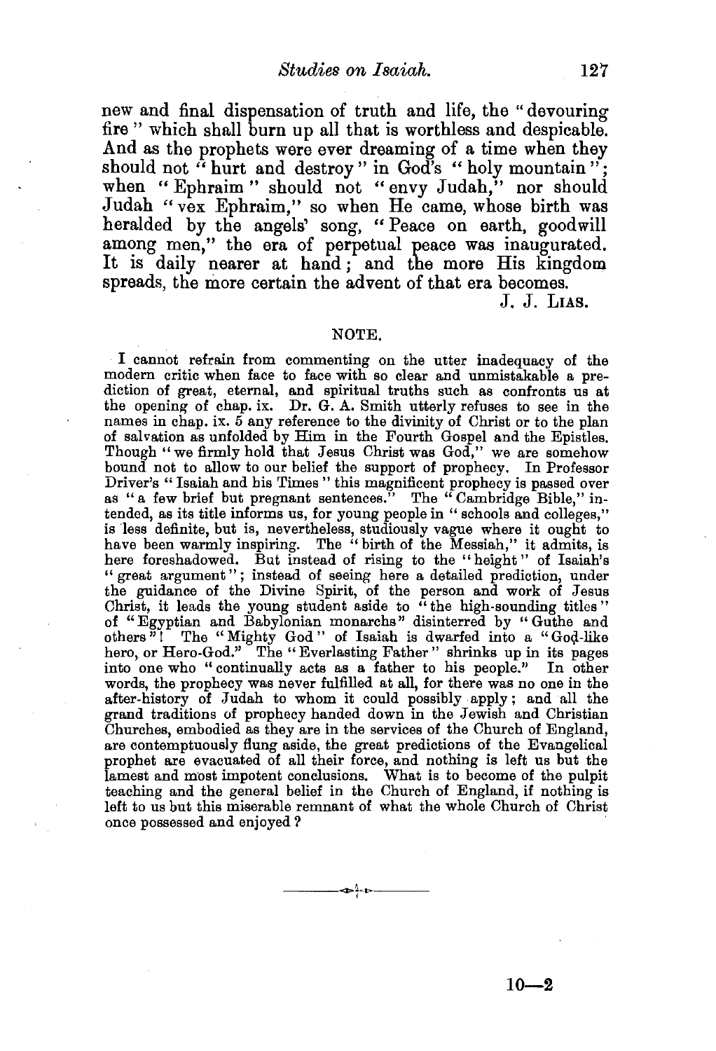new and final dispensation of truth and life, the "devouring fire" which shall burn up all that is worthless and despicable. And as the prophets were ever dreaming of a time when they should not "hurt and destroy" in God's "holy mountain"; when "Ephraim" should not "envy Judah," nor should Judah "vex Ephraim," so when He came, whose birth was heralded by the angels' song, "Peace on earth, goodwill among men," the era of perpetual peace was inaugurated. It is daily nearer at hand; and the more His kingdom spreads, the more certain the advent of that era becomes.

J. J. LIAS.

NOTE.

I cannot refrain from commenting on the utter inadequacy of the modern critic when face to face with so clear and unmistakable a prediction of great, eternal, and spiritual truths such as confronts us at the opening of chap. ix. Dr. G. A. Smith utterly refuses to see in the names in chap. ix. 5 any reference to the divinity of Christ or to the plan of salvation as unfolded by Him in the Fourth Gospel and the Epistles. Though "we firmly hold that Jesus Christ was God," we are somehow bound not to allow to our belief the support of prophecy. In Professor Driver's "Isaiah and his Times" this magnificent prophecy is passed over as "a few brief but pregnant sentences." The "Cambridge Bible," intended, as its title informs us, for young people in "schools and colleges," is less definite, but is, nevertheless, studiously vague where it ought to have been warmly inspiring. The "birth of the Messiah," it admits, is here foreshadowed. But instead of rising to the "height" of Isaiah's "great argument"; instead of seeing here a detailed prediction, under the guidance of the Divine Spirit, of the person and work of Jesus Christ, it leads the young student aside to "the high-sounding titles" of "Egyptian and Babylonian monarchs" disinterred by "Guthe and others"! The "Mighty God" of Isaiah is dwarfed into a "God-like hero, or Hero-God." The "Everlasting Father" shrinks up in its pages into one who "continually acts as a father to his people." In other words, the prophecy was never fulfilled at all, for there was no one in the after-history of Judah to whom it could possibly apply; and all the grand traditions of prophecy handed down in the Jewish and Christian Churches, embodied as they are in the services of the Church of England, are contemptuously flung aside, the great predictions of the Evangelical prophet are evacuated of all their force, and nothing is left us but the lamest and most impotent conclusions. What is to become of the pulpit teaching and the general belief in the Church of England, if nothing is left to us but this miserable remnant of what the whole Church of Christ once possessed and enjoyed?